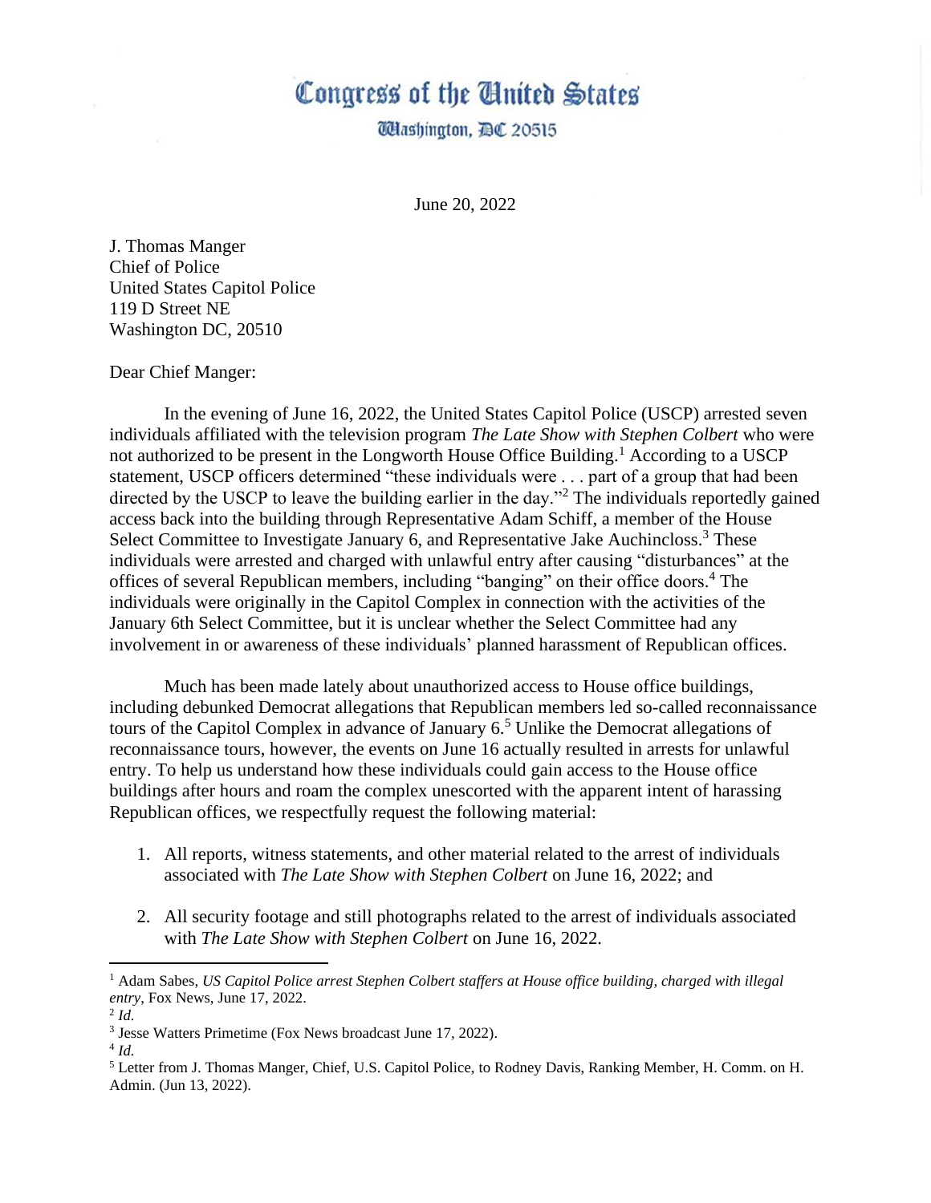# Congress of the United States

Washington, DC 20515

June 20, 2022

J. Thomas Manger
Chief of Police
United States Capitol Police
119 D Street NE
Washington DC, 20510

Dear Chief Manger:

In the evening of June 16, 2022, the United States Capitol Police (USCP) arrested seven individuals affiliated with the television program *The Late Show with Stephen Colbert* who were not authorized to be present in the Longworth House Office Building.[1] According to a USCP statement, USCP officers determined "these individuals were . . . part of a group that had been directed by the USCP to leave the building earlier in the day."[2] The individuals reportedly gained access back into the building through Representative Adam Schiff, a member of the House Select Committee to Investigate January 6, and Representative Jake Auchincloss.[3] These individuals were arrested and charged with unlawful entry after causing "disturbances" at the offices of several Republican members, including "banging" on their office doors.[4] The individuals were originally in the Capitol Complex in connection with the activities of the January 6th Select Committee, but it is unclear whether the Select Committee had any involvement in or awareness of these individuals' planned harassment of Republican offices.

Much has been made lately about unauthorized access to House office buildings, including debunked Democrat allegations that Republican members led so-called reconnaissance tours of the Capitol Complex in advance of January 6.[5] Unlike the Democrat allegations of reconnaissance tours, however, the events on June 16 actually resulted in arrests for unlawful entry. To help us understand how these individuals could gain access to the House office buildings after hours and roam the complex unescorted with the apparent intent of harassing Republican offices, we respectfully request the following material:

1. All reports, witness statements, and other material related to the arrest of individuals associated with *The Late Show with Stephen Colbert* on June 16, 2022; and
2. All security footage and still photographs related to the arrest of individuals associated with *The Late Show with Stephen Colbert* on June 16, 2022.

---

[1] Adam Sabes, *US Capitol Police arrest Stephen Colbert staffers at House office building, charged with illegal entry*, Fox News, June 17, 2022.

[2] *Id.*

[3] Jesse Watters Primetime (Fox News broadcast June 17, 2022).

[4] *Id.*

[5] Letter from J. Thomas Manger, Chief, U.S. Capitol Police, to Rodney Davis, Ranking Member, H. Comm. on H. Admin. (Jun 13, 2022).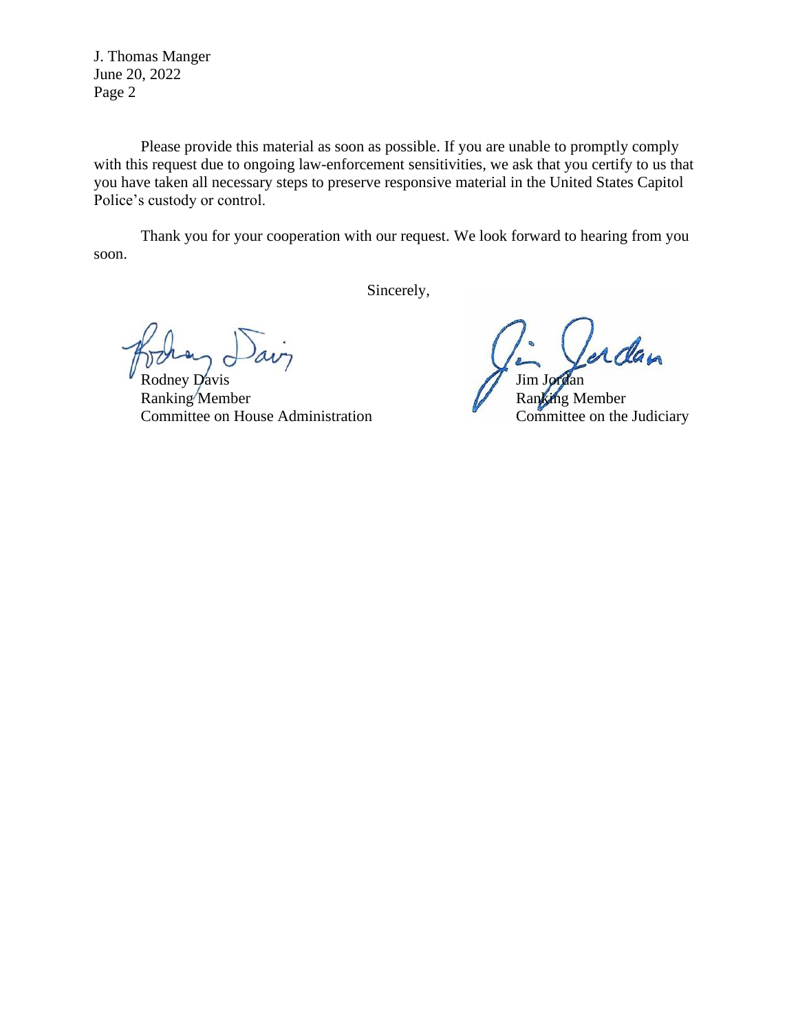Please provide this material as soon as possible. If you are unable to promptly comply with this request due to ongoing law-enforcement sensitivities, we ask that you certify to us that you have taken all necessary steps to preserve responsive material in the United States Capitol Police's custody or control.

Thank you for your cooperation with our request. We look forward to hearing from you soon.

Sincerely,

Rodney Davis
Ranking Member
Committee on House Administration

Jim Jordan
Ranking Member
Committee on the Judiciary